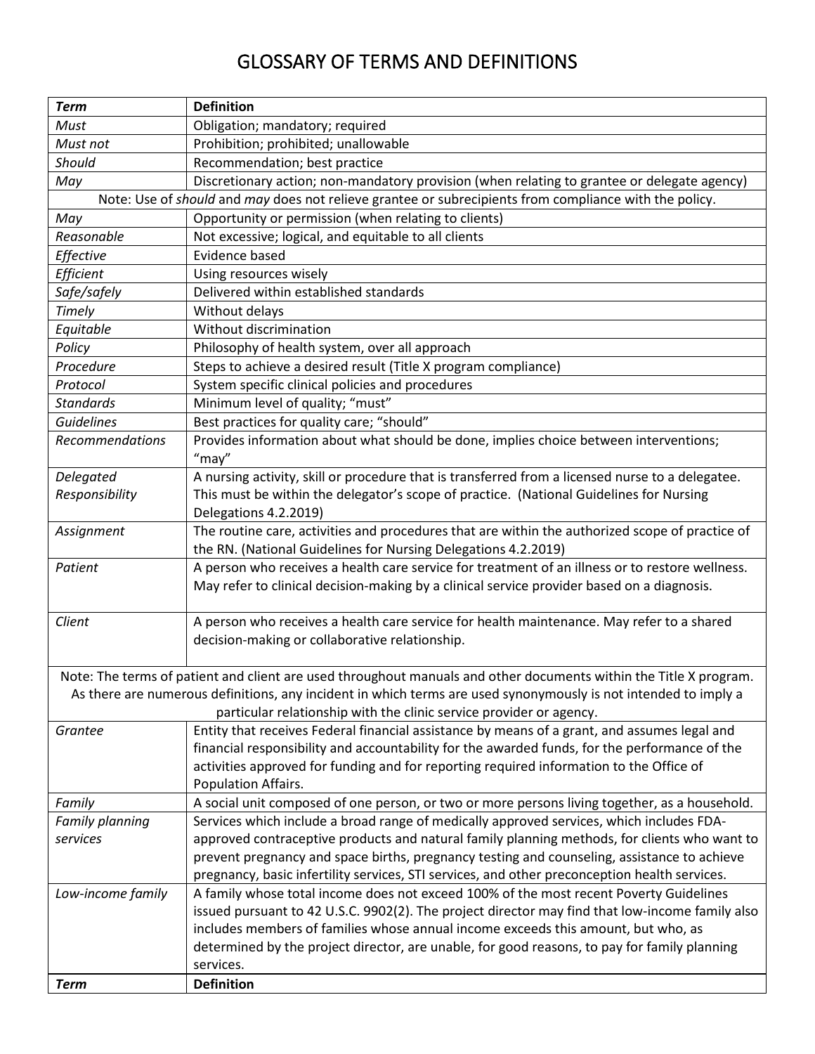# GLOSSARY OF TERMS AND DEFINITIONS

| *Term* | **Definition** |
|---|---|
| *Must* | Obligation; mandatory; required |
| *Must not* | Prohibition; prohibited; unallowable |
| *Should* | Recommendation; best practice |
| *May* | Discretionary action; non-mandatory provision (when relating to grantee or delegate agency) |
| Note: Use of *should* and *may* does not relieve grantee or subrecipients from compliance with the policy. | |
| *May* | Opportunity or permission (when relating to clients) |
| *Reasonable* | Not excessive; logical, and equitable to all clients |
| *Effective* | Evidence based |
| *Efficient* | Using resources wisely |
| *Safe/safely* | Delivered within established standards |
| *Timely* | Without delays |
| *Equitable* | Without discrimination |
| *Policy* | Philosophy of health system, over all approach |
| *Procedure* | Steps to achieve a desired result (Title X program compliance) |
| *Protocol* | System specific clinical policies and procedures |
| *Standards* | Minimum level of quality; "must" |
| *Guidelines* | Best practices for quality care; "should" |
| *Recommendations* | Provides information about what should be done, implies choice between interventions; "may" |
| *Delegated Responsibility* | A nursing activity, skill or procedure that is transferred from a licensed nurse to a delegatee. This must be within the delegator's scope of practice. (National Guidelines for Nursing Delegations 4.2.2019) |
| *Assignment* | The routine care, activities and procedures that are within the authorized scope of practice of the RN. (National Guidelines for Nursing Delegations 4.2.2019) |
| *Patient* | A person who receives a health care service for treatment of an illness or to restore wellness. May refer to clinical decision-making by a clinical service provider based on a diagnosis. |
| *Client* | A person who receives a health care service for health maintenance. May refer to a shared decision-making or collaborative relationship. |
| Note: The terms of patient and client are used throughout manuals and other documents within the Title X program. As there are numerous definitions, any incident in which terms are used synonymously is not intended to imply a particular relationship with the clinic service provider or agency. | |
| *Grantee* | Entity that receives Federal financial assistance by means of a grant, and assumes legal and financial responsibility and accountability for the awarded funds, for the performance of the activities approved for funding and for reporting required information to the Office of Population Affairs. |
| *Family* | A social unit composed of one person, or two or more persons living together, as a household. |
| *Family planning services* | Services which include a broad range of medically approved services, which includes FDA-approved contraceptive products and natural family planning methods, for clients who want to prevent pregnancy and space births, pregnancy testing and counseling, assistance to achieve pregnancy, basic infertility services, STI services, and other preconception health services. |
| *Low-income family* | A family whose total income does not exceed 100% of the most recent Poverty Guidelines issued pursuant to 42 U.S.C. 9902(2). The project director may find that low-income family also includes members of families whose annual income exceeds this amount, but who, as determined by the project director, are unable, for good reasons, to pay for family planning services. |
| ***Term*** | **Definition** |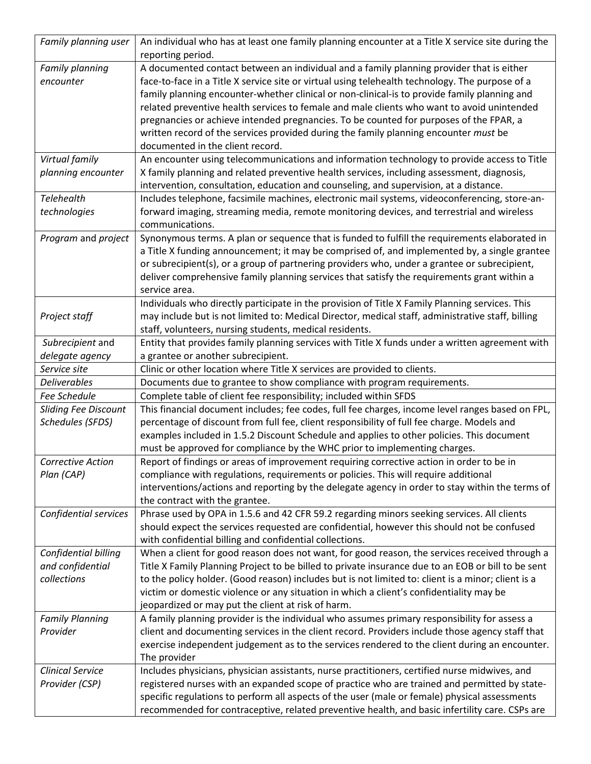| | |
|---|---|
| *Family planning user* | An individual who has at least one family planning encounter at a Title X service site during the reporting period. |
| *Family planning encounter* | A documented contact between an individual and a family planning provider that is either face-to-face in a Title X service site or virtual using telehealth technology. The purpose of a family planning encounter-whether clinical or non-clinical-is to provide family planning and related preventive health services to female and male clients who want to avoid unintended pregnancies or achieve intended pregnancies. To be counted for purposes of the FPAR, a written record of the services provided during the family planning encounter *must* be documented in the client record. |
| *Virtual family planning encounter* | An encounter using telecommunications and information technology to provide access to Title X family planning and related preventive health services, including assessment, diagnosis, intervention, consultation, education and counseling, and supervision, at a distance. |
| *Telehealth technologies* | Includes telephone, facsimile machines, electronic mail systems, videoconferencing, store-an-forward imaging, streaming media, remote monitoring devices, and terrestrial and wireless communications. |
| *Program* and *project* | Synonymous terms. A plan or sequence that is funded to fulfill the requirements elaborated in a Title X funding announcement; it may be comprised of, and implemented by, a single grantee or subrecipient(s), or a group of partnering providers who, under a grantee or subrecipient, deliver comprehensive family planning services that satisfy the requirements grant within a service area. |
| *Project staff* | Individuals who directly participate in the provision of Title X Family Planning services. This may include but is not limited to: Medical Director, medical staff, administrative staff, billing staff, volunteers, nursing students, medical residents. |
| *Subrecipient* and *delegate agency* | Entity that provides family planning services with Title X funds under a written agreement with a grantee or another subrecipient. |
| *Service site* | Clinic or other location where Title X services are provided to clients. |
| *Deliverables* | Documents due to grantee to show compliance with program requirements. |
| *Fee Schedule* | Complete table of client fee responsibility; included within SFDS |
| *Sliding Fee Discount Schedules (SFDS)* | This financial document includes; fee codes, full fee charges, income level ranges based on FPL, percentage of discount from full fee, client responsibility of full fee charge. Models and examples included in 1.5.2 Discount Schedule and applies to other policies. This document must be approved for compliance by the WHC prior to implementing charges. |
| *Corrective Action Plan (CAP)* | Report of findings or areas of improvement requiring corrective action in order to be in compliance with regulations, requirements or policies. This will require additional interventions/actions and reporting by the delegate agency in order to stay within the terms of the contract with the grantee. |
| *Confidential services* | Phrase used by OPA in 1.5.6 and 42 CFR 59.2 regarding minors seeking services. All clients should expect the services requested are confidential, however this should not be confused with confidential billing and confidential collections. |
| *Confidential billing and confidential collections* | When a client for good reason does not want, for good reason, the services received through a Title X Family Planning Project to be billed to private insurance due to an EOB or bill to be sent to the policy holder. (Good reason) includes but is not limited to: client is a minor; client is a victim or domestic violence or any situation in which a client's confidentiality may be jeopardized or may put the client at risk of harm. |
| *Family Planning Provider* | A family planning provider is the individual who assumes primary responsibility for assess a client and documenting services in the client record. Providers include those agency staff that exercise independent judgement as to the services rendered to the client during an encounter. The provider |
| *Clinical Service Provider (CSP)* | Includes physicians, physician assistants, nurse practitioners, certified nurse midwives, and registered nurses with an expanded scope of practice who are trained and permitted by state-specific regulations to perform all aspects of the user (male or female) physical assessments recommended for contraceptive, related preventive health, and basic infertility care. CSPs are |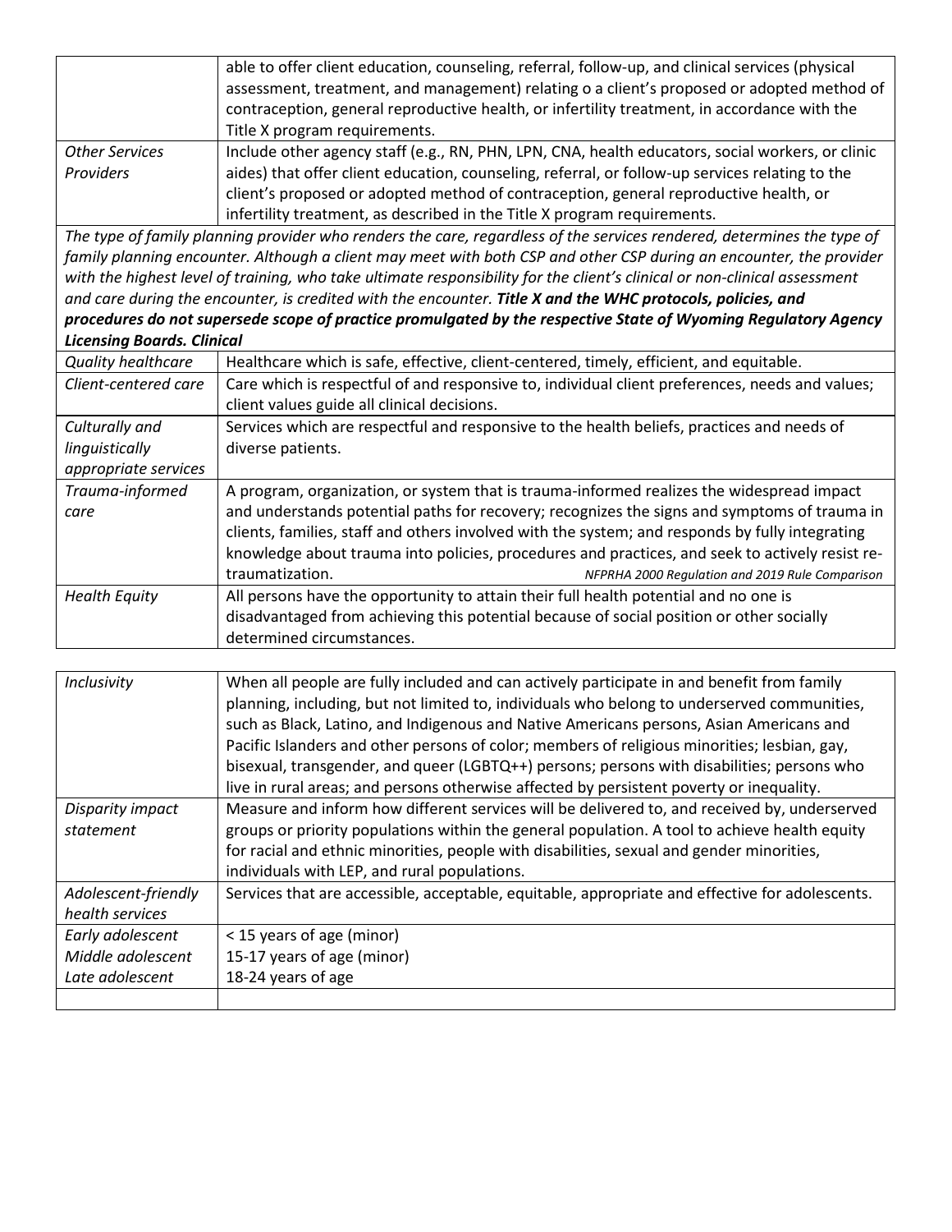| | |
|---|---|
| | able to offer client education, counseling, referral, follow-up, and clinical services (physical assessment, treatment, and management) relating o a client's proposed or adopted method of contraception, general reproductive health, or infertility treatment, in accordance with the Title X program requirements. |
| *Other Services Providers* | Include other agency staff (e.g., RN, PHN, LPN, CNA, health educators, social workers, or clinic aides) that offer client education, counseling, referral, or follow-up services relating to the client's proposed or adopted method of contraception, general reproductive health, or infertility treatment, as described in the Title X program requirements. |

*The type of family planning provider who renders the care, regardless of the services rendered, determines the type of family planning encounter. Although a client may meet with both CSP and other CSP during an encounter, the provider with the highest level of training, who take ultimate responsibility for the client's clinical or non-clinical assessment and care during the encounter, is credited with the encounter.* ***Title X and the WHC protocols, policies, and procedures do not supersede scope of practice promulgated by the respective State of Wyoming Regulatory Agency Licensing Boards. Clinical***

| | |
|---|---|
| *Quality healthcare* | Healthcare which is safe, effective, client-centered, timely, efficient, and equitable. |
| *Client-centered care* | Care which is respectful of and responsive to, individual client preferences, needs and values; client values guide all clinical decisions. |
| *Culturally and linguistically appropriate services* | Services which are respectful and responsive to the health beliefs, practices and needs of diverse patients. |
| *Trauma-informed care* | A program, organization, or system that is trauma-informed realizes the widespread impact and understands potential paths for recovery; recognizes the signs and symptoms of trauma in clients, families, staff and others involved with the system; and responds by fully integrating knowledge about trauma into policies, procedures and practices, and seek to actively resist re-traumatization. *NFPRHA 2000 Regulation and 2019 Rule Comparison* |
| *Health Equity* | All persons have the opportunity to attain their full health potential and no one is disadvantaged from achieving this potential because of social position or other socially determined circumstances. |

| | |
|---|---|
| *Inclusivity* | When all people are fully included and can actively participate in and benefit from family planning, including, but not limited to, individuals who belong to underserved communities, such as Black, Latino, and Indigenous and Native Americans persons, Asian Americans and Pacific Islanders and other persons of color; members of religious minorities; lesbian, gay, bisexual, transgender, and queer (LGBTQ++) persons; persons with disabilities; persons who live in rural areas; and persons otherwise affected by persistent poverty or inequality. |
| *Disparity impact statement* | Measure and inform how different services will be delivered to, and received by, underserved groups or priority populations within the general population. A tool to achieve health equity for racial and ethnic minorities, people with disabilities, sexual and gender minorities, individuals with LEP, and rural populations. |
| *Adolescent-friendly health services* | Services that are accessible, acceptable, equitable, appropriate and effective for adolescents. |
| *Early adolescent*<br>*Middle adolescent*<br>*Late adolescent* | < 15 years of age (minor)<br>15-17 years of age (minor)<br>18-24 years of age |
| | |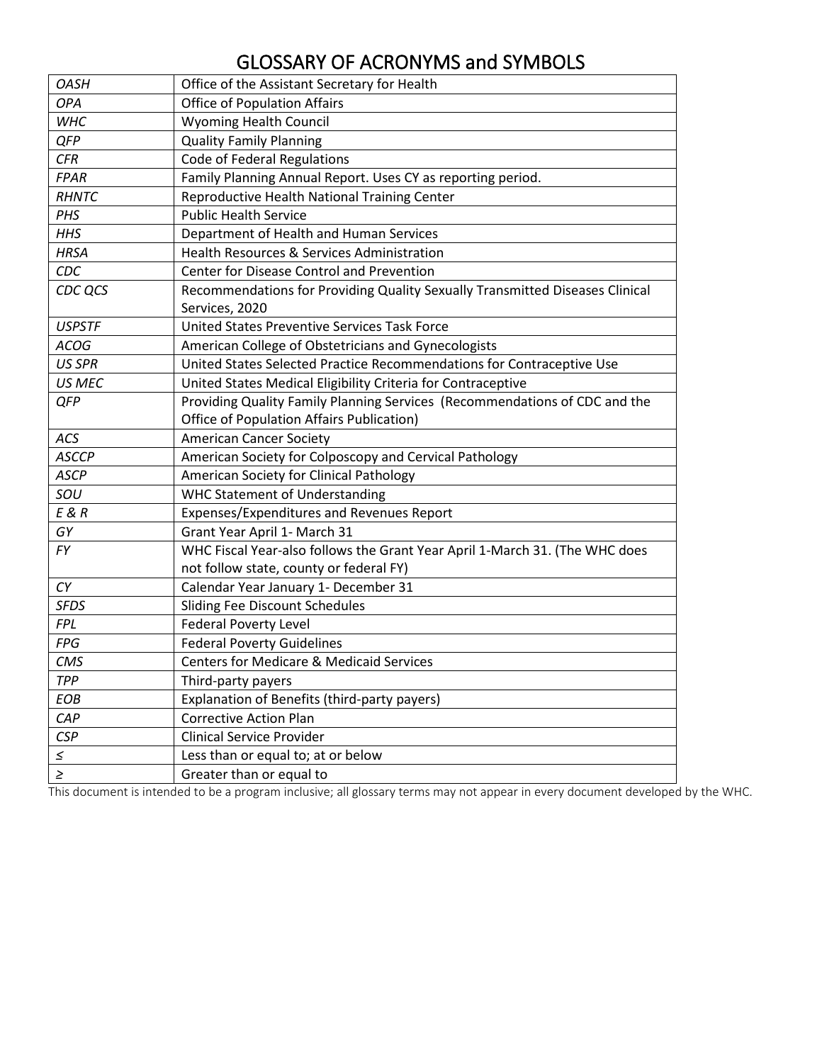# GLOSSARY OF ACRONYMS and SYMBOLS

| | |
|---|---|
| *OASH* | Office of the Assistant Secretary for Health |
| *OPA* | Office of Population Affairs |
| *WHC* | Wyoming Health Council |
| *QFP* | Quality Family Planning |
| *CFR* | Code of Federal Regulations |
| *FPAR* | Family Planning Annual Report. Uses CY as reporting period. |
| *RHNTC* | Reproductive Health National Training Center |
| *PHS* | Public Health Service |
| *HHS* | Department of Health and Human Services |
| *HRSA* | Health Resources & Services Administration |
| *CDC* | Center for Disease Control and Prevention |
| *CDC QCS* | Recommendations for Providing Quality Sexually Transmitted Diseases Clinical Services, 2020 |
| *USPSTF* | United States Preventive Services Task Force |
| *ACOG* | American College of Obstetricians and Gynecologists |
| *US SPR* | United States Selected Practice Recommendations for Contraceptive Use |
| *US MEC* | United States Medical Eligibility Criteria for Contraceptive |
| *QFP* | Providing Quality Family Planning Services (Recommendations of CDC and the Office of Population Affairs Publication) |
| *ACS* | American Cancer Society |
| *ASCCP* | American Society for Colposcopy and Cervical Pathology |
| *ASCP* | American Society for Clinical Pathology |
| *SOU* | WHC Statement of Understanding |
| *E & R* | Expenses/Expenditures and Revenues Report |
| *GY* | Grant Year April 1- March 31 |
| *FY* | WHC Fiscal Year-also follows the Grant Year April 1-March 31. (The WHC does not follow state, county or federal FY) |
| *CY* | Calendar Year January 1- December 31 |
| *SFDS* | Sliding Fee Discount Schedules |
| *FPL* | Federal Poverty Level |
| *FPG* | Federal Poverty Guidelines |
| *CMS* | Centers for Medicare & Medicaid Services |
| *TPP* | Third-party payers |
| *EOB* | Explanation of Benefits (third-party payers) |
| *CAP* | Corrective Action Plan |
| *CSP* | Clinical Service Provider |
| *≤* | Less than or equal to; at or below |
| *≥* | Greater than or equal to |

This document is intended to be a program inclusive; all glossary terms may not appear in every document developed by the WHC.